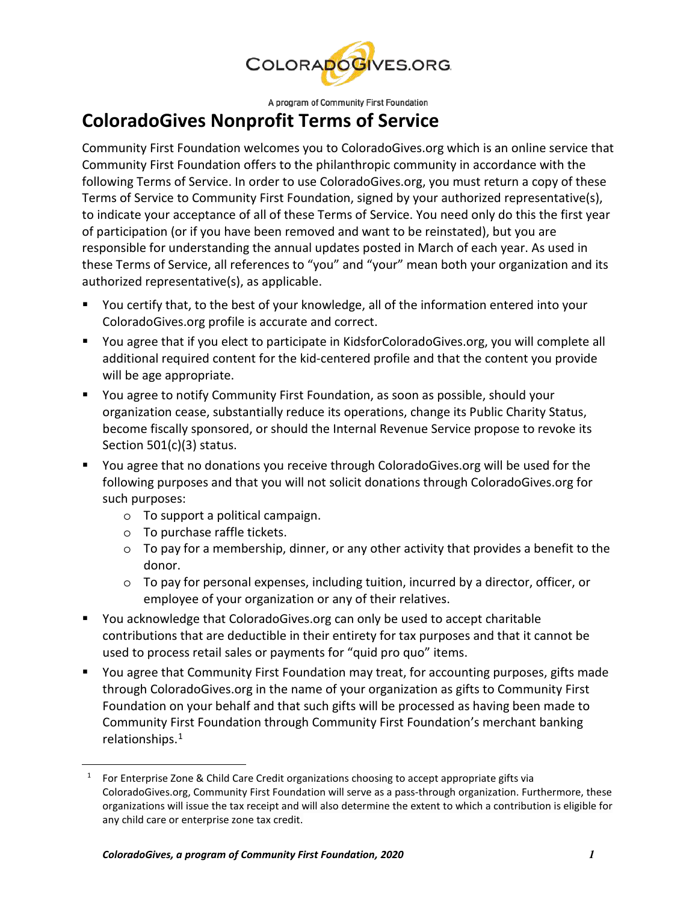COLORADOGIVES.ORG

A program of Community First Foundation

# ColoradoGives Nonprofit Terms of Service

Community First Foundation welcomes you to ColoradoGives.org which is an online service that Community First Foundation offers to the philanthropic community in accordance with the following Terms of Service. In order to use ColoradoGives.org, you must return a copy of these Terms of Service to Community First Foundation, signed by your authorized representative(s), to indicate your acceptance of all of these Terms of Service. You need only do this the first year of participation (or if you have been removed and want to be reinstated), but you are responsible for understanding the annual updates posted in March of each year. As used in these Terms of Service, all references to "you" and "your" mean both your organization and its authorized representative(s), as applicable.

- You certify that, to the best of your knowledge, all of the information entered into your ColoradoGives.org profile is accurate and correct.
- You agree that if you elect to participate in KidsforColoradoGives.org, you will complete all additional required content for the kid-centered profile and that the content you provide will be age appropriate.
- You agree to notify Community First Foundation, as soon as possible, should your organization cease, substantially reduce its operations, change its Public Charity Status, become fiscally sponsored, or should the Internal Revenue Service propose to revoke its Section 501(c)(3) status.
- You agree that no donations you receive through ColoradoGives.org will be used for the following purposes and that you will not solicit donations through ColoradoGives.org for such purposes:
  - To support a political campaign.
  - To purchase raffle tickets.
  - To pay for a membership, dinner, or any other activity that provides a benefit to the donor.
  - To pay for personal expenses, including tuition, incurred by a director, officer, or employee of your organization or any of their relatives.
- You acknowledge that ColoradoGives.org can only be used to accept charitable contributions that are deductible in their entirety for tax purposes and that it cannot be used to process retail sales or payments for "quid pro quo" items.
- You agree that Community First Foundation may treat, for accounting purposes, gifts made through ColoradoGives.org in the name of your organization as gifts to Community First Foundation on your behalf and that such gifts will be processed as having been made to Community First Foundation through Community First Foundation's merchant banking relationships.[1]

[1] For Enterprise Zone & Child Care Credit organizations choosing to accept appropriate gifts via ColoradoGives.org, Community First Foundation will serve as a pass-through organization. Furthermore, these organizations will issue the tax receipt and will also determine the extent to which a contribution is eligible for any child care or enterprise zone tax credit.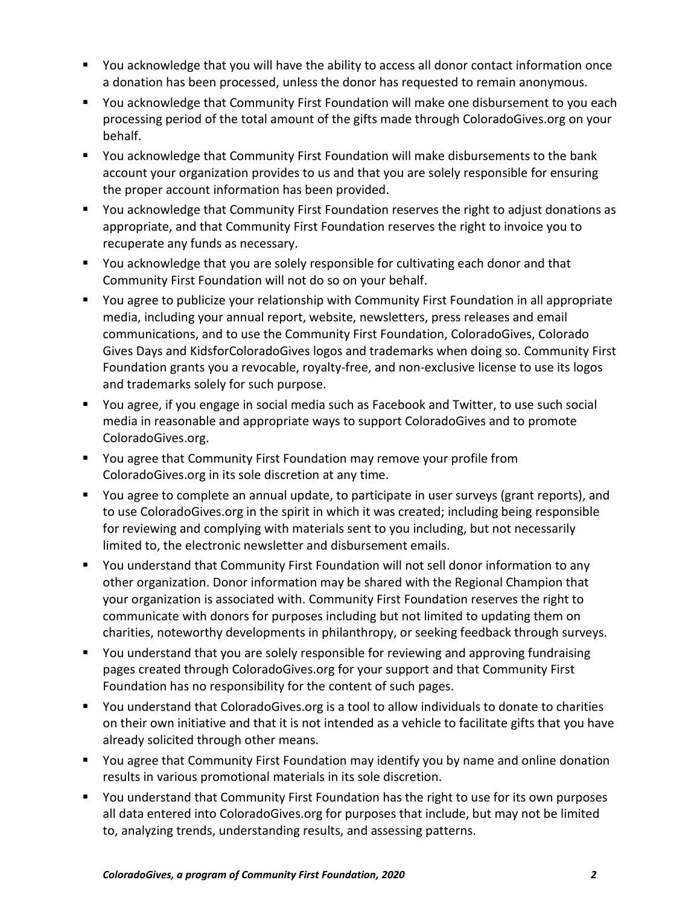- You acknowledge that you will have the ability to access all donor contact information once a donation has been processed, unless the donor has requested to remain anonymous.
- You acknowledge that Community First Foundation will make one disbursement to you each processing period of the total amount of the gifts made through ColoradoGives.org on your behalf.
- You acknowledge that Community First Foundation will make disbursements to the bank account your organization provides to us and that you are solely responsible for ensuring the proper account information has been provided.
- You acknowledge that Community First Foundation reserves the right to adjust donations as appropriate, and that Community First Foundation reserves the right to invoice you to recuperate any funds as necessary.
- You acknowledge that you are solely responsible for cultivating each donor and that Community First Foundation will not do so on your behalf.
- You agree to publicize your relationship with Community First Foundation in all appropriate media, including your annual report, website, newsletters, press releases and email communications, and to use the Community First Foundation, ColoradoGives, Colorado Gives Days and KidsforColoradoGives logos and trademarks when doing so. Community First Foundation grants you a revocable, royalty-free, and non-exclusive license to use its logos and trademarks solely for such purpose.
- You agree, if you engage in social media such as Facebook and Twitter, to use such social media in reasonable and appropriate ways to support ColoradoGives and to promote ColoradoGives.org.
- You agree that Community First Foundation may remove your profile from ColoradoGives.org in its sole discretion at any time.
- You agree to complete an annual update, to participate in user surveys (grant reports), and to use ColoradoGives.org in the spirit in which it was created; including being responsible for reviewing and complying with materials sent to you including, but not necessarily limited to, the electronic newsletter and disbursement emails.
- You understand that Community First Foundation will not sell donor information to any other organization. Donor information may be shared with the Regional Champion that your organization is associated with. Community First Foundation reserves the right to communicate with donors for purposes including but not limited to updating them on charities, noteworthy developments in philanthropy, or seeking feedback through surveys.
- You understand that you are solely responsible for reviewing and approving fundraising pages created through ColoradoGives.org for your support and that Community First Foundation has no responsibility for the content of such pages.
- You understand that ColoradoGives.org is a tool to allow individuals to donate to charities on their own initiative and that it is not intended as a vehicle to facilitate gifts that you have already solicited through other means.
- You agree that Community First Foundation may identify you by name and online donation results in various promotional materials in its sole discretion.
- You understand that Community First Foundation has the right to use for its own purposes all data entered into ColoradoGives.org for purposes that include, but may not be limited to, analyzing trends, understanding results, and assessing patterns.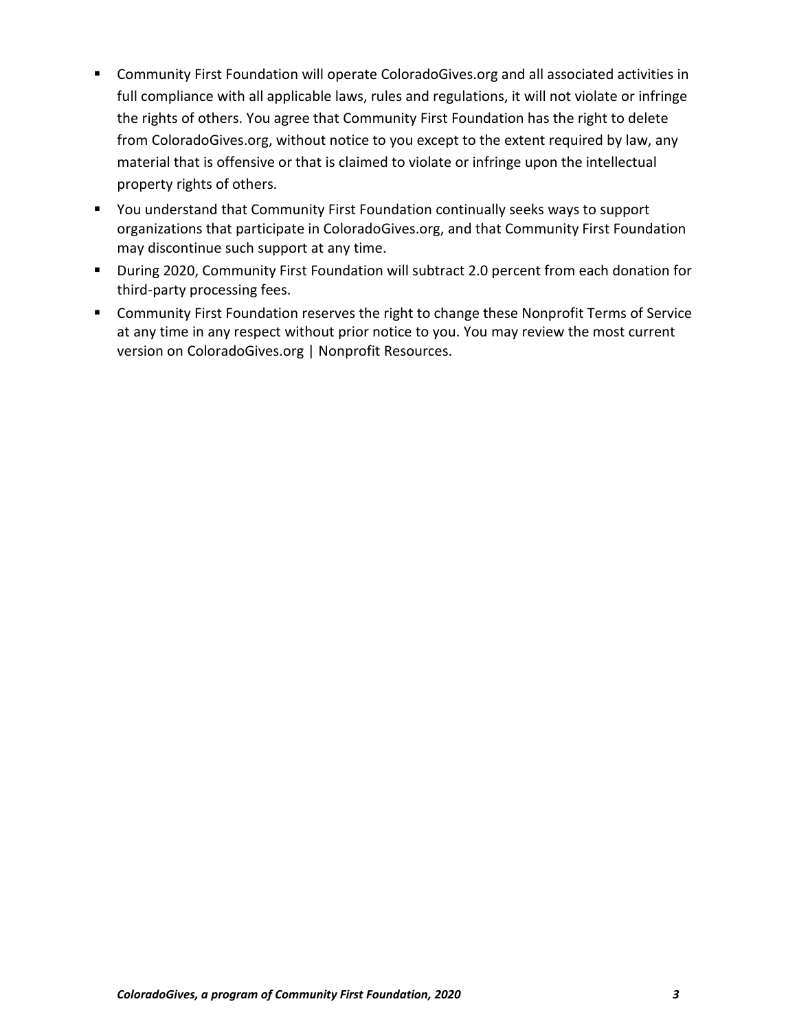- Community First Foundation will operate ColoradoGives.org and all associated activities in full compliance with all applicable laws, rules and regulations, it will not violate or infringe the rights of others. You agree that Community First Foundation has the right to delete from ColoradoGives.org, without notice to you except to the extent required by law, any material that is offensive or that is claimed to violate or infringe upon the intellectual property rights of others.
- You understand that Community First Foundation continually seeks ways to support organizations that participate in ColoradoGives.org, and that Community First Foundation may discontinue such support at any time.
- During 2020, Community First Foundation will subtract 2.0 percent from each donation for third-party processing fees.
- Community First Foundation reserves the right to change these Nonprofit Terms of Service at any time in any respect without prior notice to you. You may review the most current version on ColoradoGives.org | Nonprofit Resources.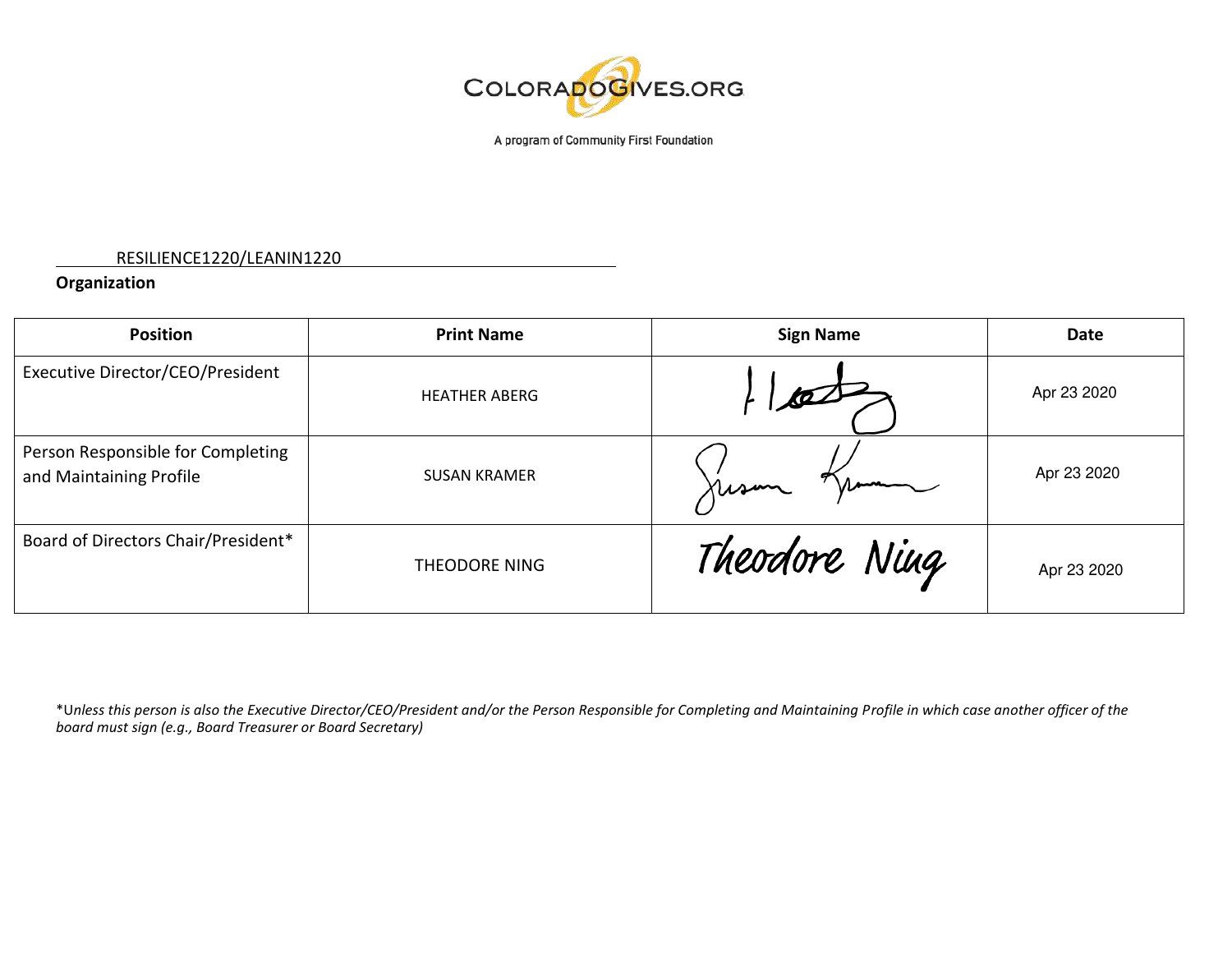COLORADOGIVES.ORG

A program of Community First Foundation

RESILIENCE1220/LEANIN1220

**Organization**

| Position | Print Name | Sign Name | Date |
| --- | --- | --- | --- |
| Executive Director/CEO/President | HEATHER ABERG | | Apr 23 2020 |
| Person Responsible for Completing and Maintaining Profile | SUSAN KRAMER | Susan Kramer | Apr 23 2020 |
| Board of Directors Chair/President* | THEODORE NING | Theodore Ning | Apr 23 2020 |

**Unless this person is also the Executive Director/CEO/President and/or the Person Responsible for Completing and Maintaining Profile in which case another officer of the board must sign (e.g., Board Treasurer or Board Secretary)*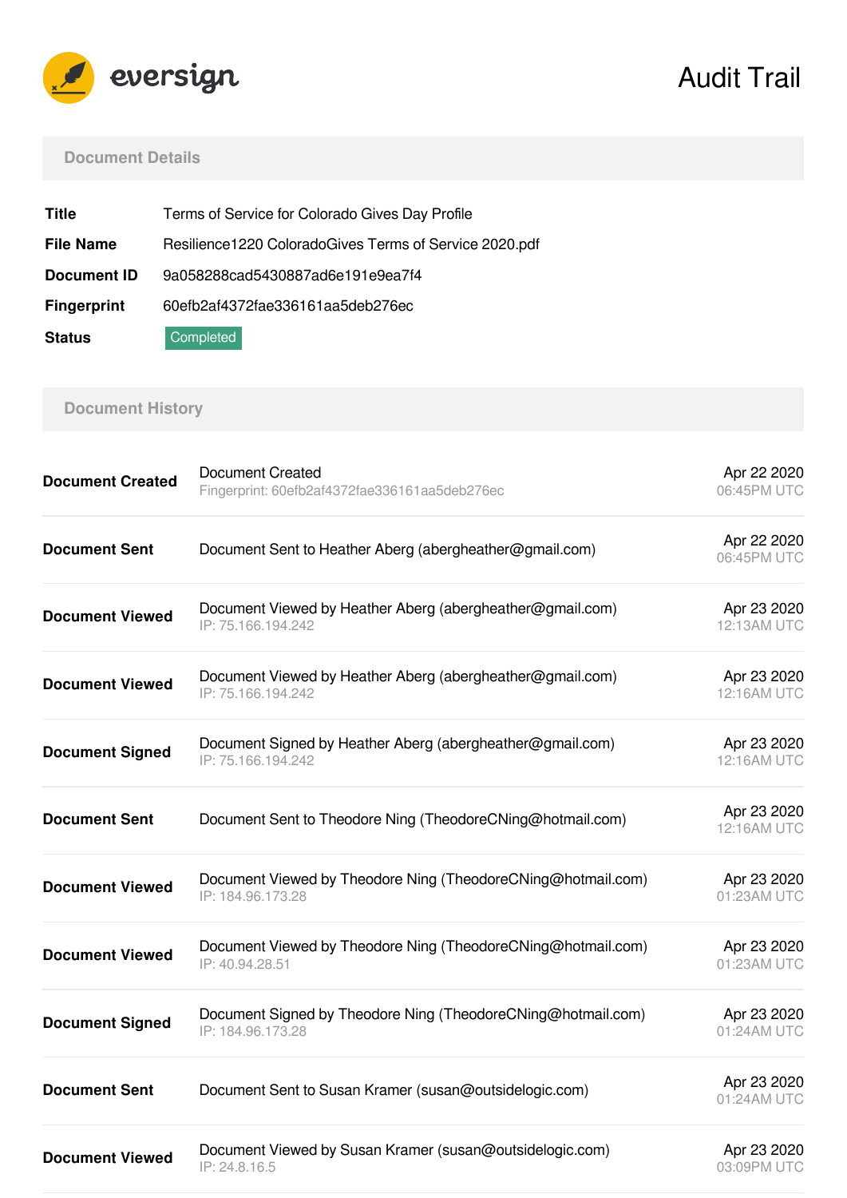eversign

# Audit Trail

## Document Details

| | |
|---|---|
| **Title** | Terms of Service for Colorado Gives Day Profile |
| **File Name** | Resilience1220 ColoradoGives Terms of Service 2020.pdf |
| **Document ID** | 9a058288cad5430887ad6e191e9ea7f4 |
| **Fingerprint** | 60efb2af4372fae336161aa5deb276ec |
| **Status** | Completed |

## Document History

| | | |
|---|---|---|
| **Document Created** | Document Created<br>Fingerprint: 60efb2af4372fae336161aa5deb276ec | Apr 22 2020<br>06:45PM UTC |
| **Document Sent** | Document Sent to Heather Aberg (abergheather@gmail.com) | Apr 22 2020<br>06:45PM UTC |
| **Document Viewed** | Document Viewed by Heather Aberg (abergheather@gmail.com)<br>IP: 75.166.194.242 | Apr 23 2020<br>12:13AM UTC |
| **Document Viewed** | Document Viewed by Heather Aberg (abergheather@gmail.com)<br>IP: 75.166.194.242 | Apr 23 2020<br>12:16AM UTC |
| **Document Signed** | Document Signed by Heather Aberg (abergheather@gmail.com)<br>IP: 75.166.194.242 | Apr 23 2020<br>12:16AM UTC |
| **Document Sent** | Document Sent to Theodore Ning (TheodoreCNing@hotmail.com) | Apr 23 2020<br>12:16AM UTC |
| **Document Viewed** | Document Viewed by Theodore Ning (TheodoreCNing@hotmail.com)<br>IP: 184.96.173.28 | Apr 23 2020<br>01:23AM UTC |
| **Document Viewed** | Document Viewed by Theodore Ning (TheodoreCNing@hotmail.com)<br>IP: 40.94.28.51 | Apr 23 2020<br>01:23AM UTC |
| **Document Signed** | Document Signed by Theodore Ning (TheodoreCNing@hotmail.com)<br>IP: 184.96.173.28 | Apr 23 2020<br>01:24AM UTC |
| **Document Sent** | Document Sent to Susan Kramer (susan@outsidelogic.com) | Apr 23 2020<br>01:24AM UTC |
| **Document Viewed** | Document Viewed by Susan Kramer (susan@outsidelogic.com)<br>IP: 24.8.16.5 | Apr 23 2020<br>03:09PM UTC |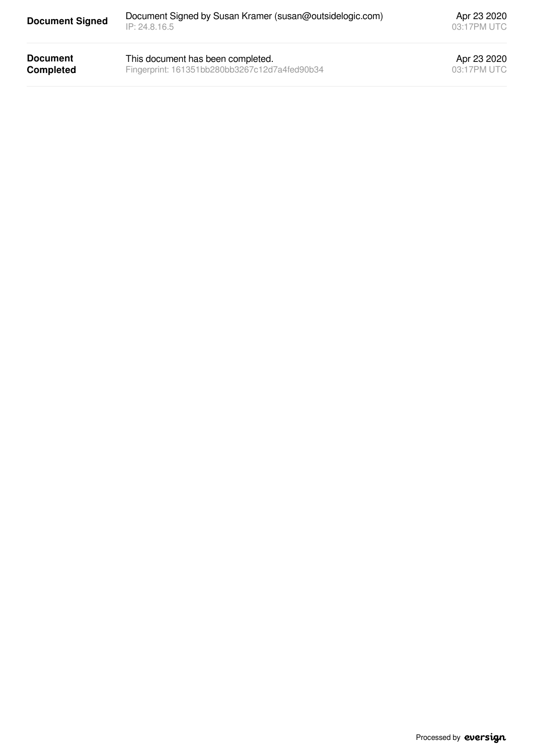| | | |
|---|---|---|
| **Document Signed** | Document Signed by Susan Kramer (susan@outsidelogic.com)<br>IP: 24.8.16.5 | Apr 23 2020<br>03:17PM UTC |
| **Document Completed** | This document has been completed.<br>Fingerprint: 161351bb280bb3267c12d7a4fed90b34 | Apr 23 2020<br>03:17PM UTC |

Processed by eversign